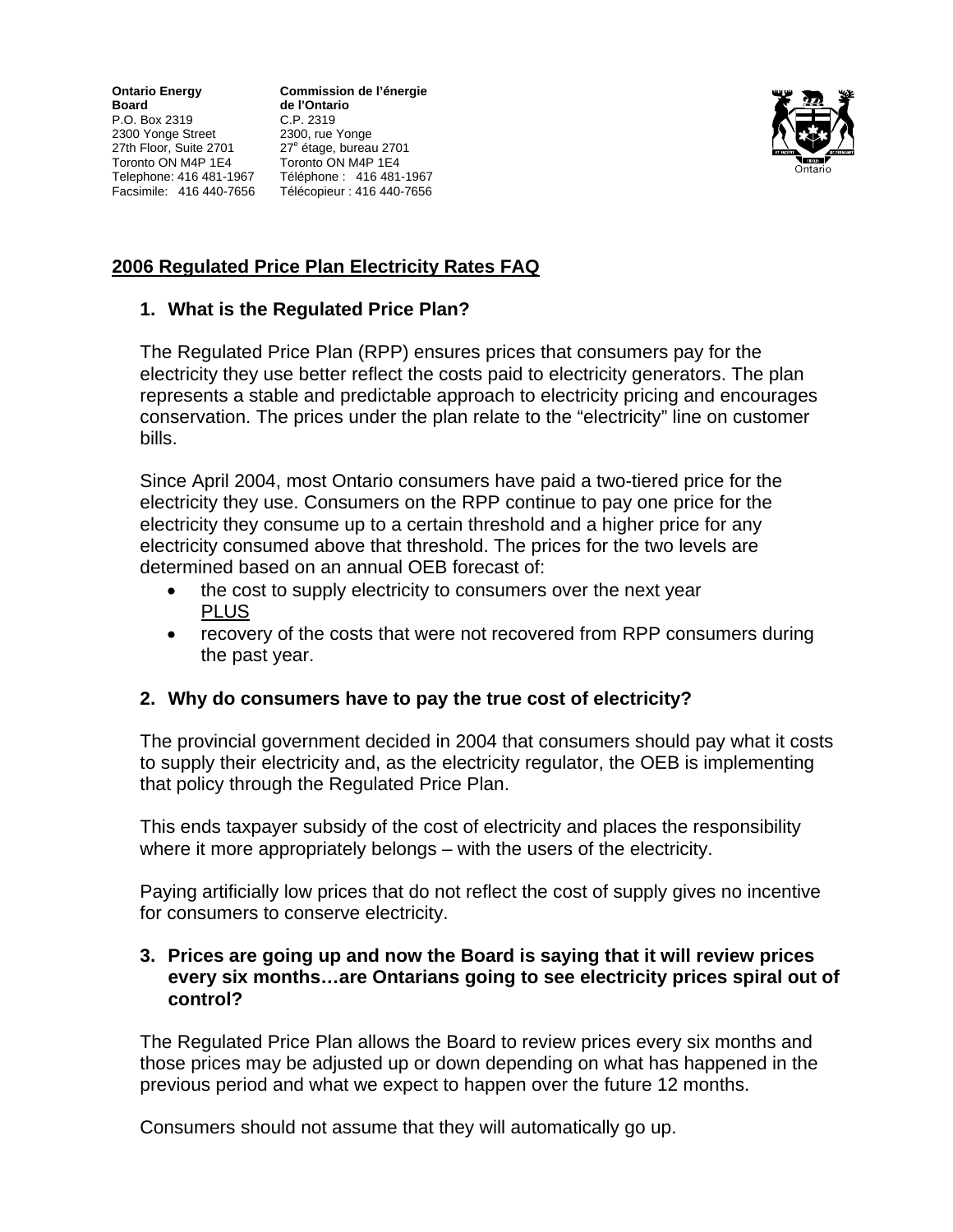**Ontario Energy Board**
P.O. Box 2319
2300 Yonge Street
27th Floor, Suite 2701
Toronto ON M4P 1E4
Telephone: 416 481-1967
Facsimile: 416 440-7656

**Commission de l'énergie de l'Ontario**
C.P. 2319
2300, rue Yonge
27e étage, bureau 2701
Toronto ON M4P 1E4
Téléphone : 416 481-1967
Télécopieur : 416 440-7656

## 2006 Regulated Price Plan Electricity Rates FAQ

### 1. What is the Regulated Price Plan?

The Regulated Price Plan (RPP) ensures prices that consumers pay for the electricity they use better reflect the costs paid to electricity generators. The plan represents a stable and predictable approach to electricity pricing and encourages conservation. The prices under the plan relate to the "electricity" line on customer bills.

Since April 2004, most Ontario consumers have paid a two-tiered price for the electricity they use. Consumers on the RPP continue to pay one price for the electricity they consume up to a certain threshold and a higher price for any electricity consumed above that threshold. The prices for the two levels are determined based on an annual OEB forecast of:

- the cost to supply electricity to consumers over the next year
  PLUS
- recovery of the costs that were not recovered from RPP consumers during the past year.

### 2. Why do consumers have to pay the true cost of electricity?

The provincial government decided in 2004 that consumers should pay what it costs to supply their electricity and, as the electricity regulator, the OEB is implementing that policy through the Regulated Price Plan.

This ends taxpayer subsidy of the cost of electricity and places the responsibility where it more appropriately belongs – with the users of the electricity.

Paying artificially low prices that do not reflect the cost of supply gives no incentive for consumers to conserve electricity.

### 3. Prices are going up and now the Board is saying that it will review prices every six months…are Ontarians going to see electricity prices spiral out of control?

The Regulated Price Plan allows the Board to review prices every six months and those prices may be adjusted up or down depending on what has happened in the previous period and what we expect to happen over the future 12 months.

Consumers should not assume that they will automatically go up.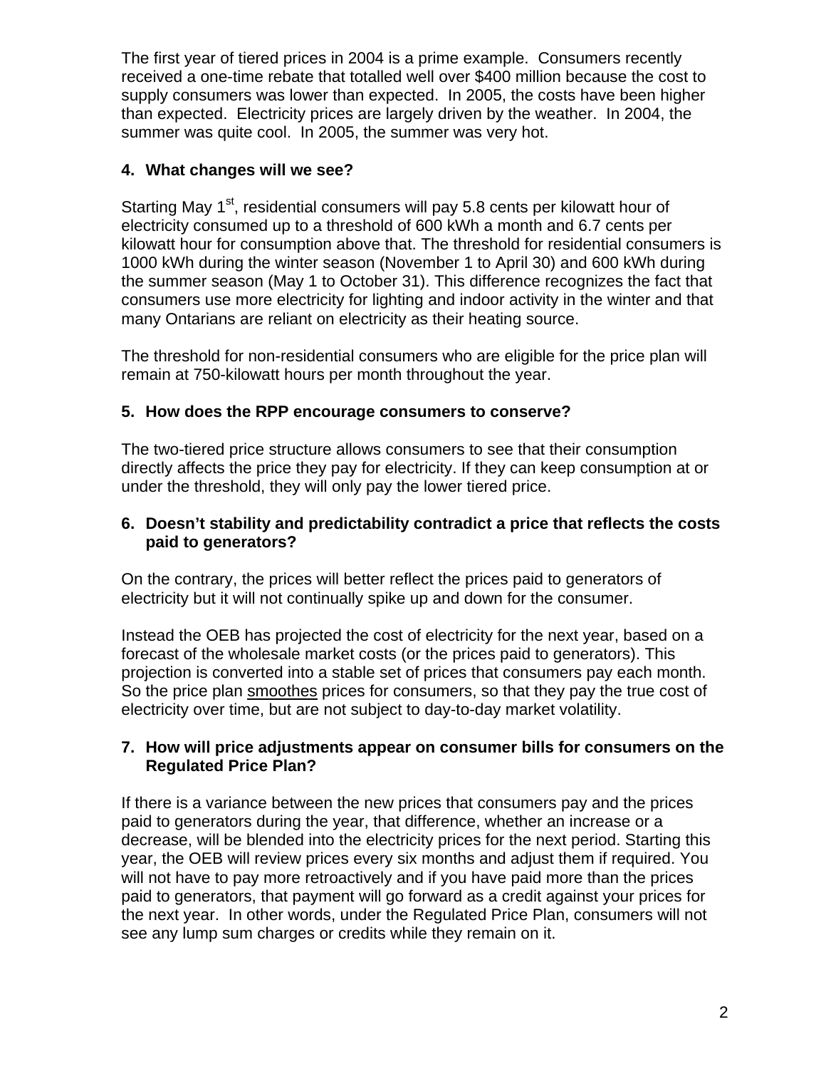The first year of tiered prices in 2004 is a prime example. Consumers recently received a one-time rebate that totalled well over $400 million because the cost to supply consumers was lower than expected. In 2005, the costs have been higher than expected. Electricity prices are largely driven by the weather. In 2004, the summer was quite cool. In 2005, the summer was very hot.

### 4. What changes will we see?

Starting May 1st, residential consumers will pay 5.8 cents per kilowatt hour of electricity consumed up to a threshold of 600 kWh a month and 6.7 cents per kilowatt hour for consumption above that. The threshold for residential consumers is 1000 kWh during the winter season (November 1 to April 30) and 600 kWh during the summer season (May 1 to October 31). This difference recognizes the fact that consumers use more electricity for lighting and indoor activity in the winter and that many Ontarians are reliant on electricity as their heating source.

The threshold for non-residential consumers who are eligible for the price plan will remain at 750-kilowatt hours per month throughout the year.

### 5. How does the RPP encourage consumers to conserve?

The two-tiered price structure allows consumers to see that their consumption directly affects the price they pay for electricity. If they can keep consumption at or under the threshold, they will only pay the lower tiered price.

### 6. Doesn't stability and predictability contradict a price that reflects the costs paid to generators?

On the contrary, the prices will better reflect the prices paid to generators of electricity but it will not continually spike up and down for the consumer.

Instead the OEB has projected the cost of electricity for the next year, based on a forecast of the wholesale market costs (or the prices paid to generators). This projection is converted into a stable set of prices that consumers pay each month. So the price plan smoothes prices for consumers, so that they pay the true cost of electricity over time, but are not subject to day-to-day market volatility.

### 7. How will price adjustments appear on consumer bills for consumers on the Regulated Price Plan?

If there is a variance between the new prices that consumers pay and the prices paid to generators during the year, that difference, whether an increase or a decrease, will be blended into the electricity prices for the next period. Starting this year, the OEB will review prices every six months and adjust them if required. You will not have to pay more retroactively and if you have paid more than the prices paid to generators, that payment will go forward as a credit against your prices for the next year. In other words, under the Regulated Price Plan, consumers will not see any lump sum charges or credits while they remain on it.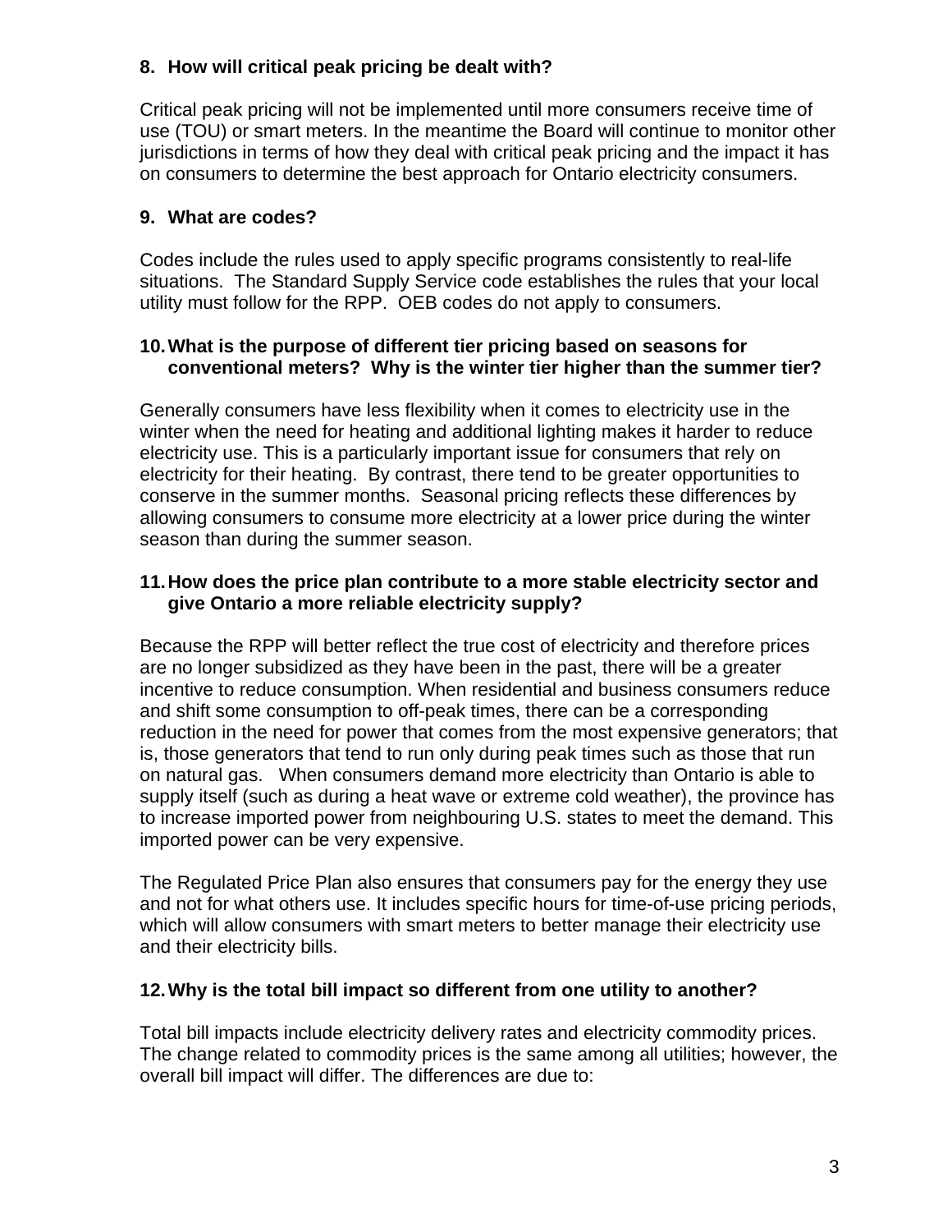**8. How will critical peak pricing be dealt with?**

Critical peak pricing will not be implemented until more consumers receive time of use (TOU) or smart meters. In the meantime the Board will continue to monitor other jurisdictions in terms of how they deal with critical peak pricing and the impact it has on consumers to determine the best approach for Ontario electricity consumers.

**9. What are codes?**

Codes include the rules used to apply specific programs consistently to real-life situations. The Standard Supply Service code establishes the rules that your local utility must follow for the RPP. OEB codes do not apply to consumers.

**10. What is the purpose of different tier pricing based on seasons for conventional meters? Why is the winter tier higher than the summer tier?**

Generally consumers have less flexibility when it comes to electricity use in the winter when the need for heating and additional lighting makes it harder to reduce electricity use. This is a particularly important issue for consumers that rely on electricity for their heating. By contrast, there tend to be greater opportunities to conserve in the summer months. Seasonal pricing reflects these differences by allowing consumers to consume more electricity at a lower price during the winter season than during the summer season.

**11. How does the price plan contribute to a more stable electricity sector and give Ontario a more reliable electricity supply?**

Because the RPP will better reflect the true cost of electricity and therefore prices are no longer subsidized as they have been in the past, there will be a greater incentive to reduce consumption. When residential and business consumers reduce and shift some consumption to off-peak times, there can be a corresponding reduction in the need for power that comes from the most expensive generators; that is, those generators that tend to run only during peak times such as those that run on natural gas. When consumers demand more electricity than Ontario is able to supply itself (such as during a heat wave or extreme cold weather), the province has to increase imported power from neighbouring U.S. states to meet the demand. This imported power can be very expensive.

The Regulated Price Plan also ensures that consumers pay for the energy they use and not for what others use. It includes specific hours for time-of-use pricing periods, which will allow consumers with smart meters to better manage their electricity use and their electricity bills.

**12. Why is the total bill impact so different from one utility to another?**

Total bill impacts include electricity delivery rates and electricity commodity prices. The change related to commodity prices is the same among all utilities; however, the overall bill impact will differ. The differences are due to: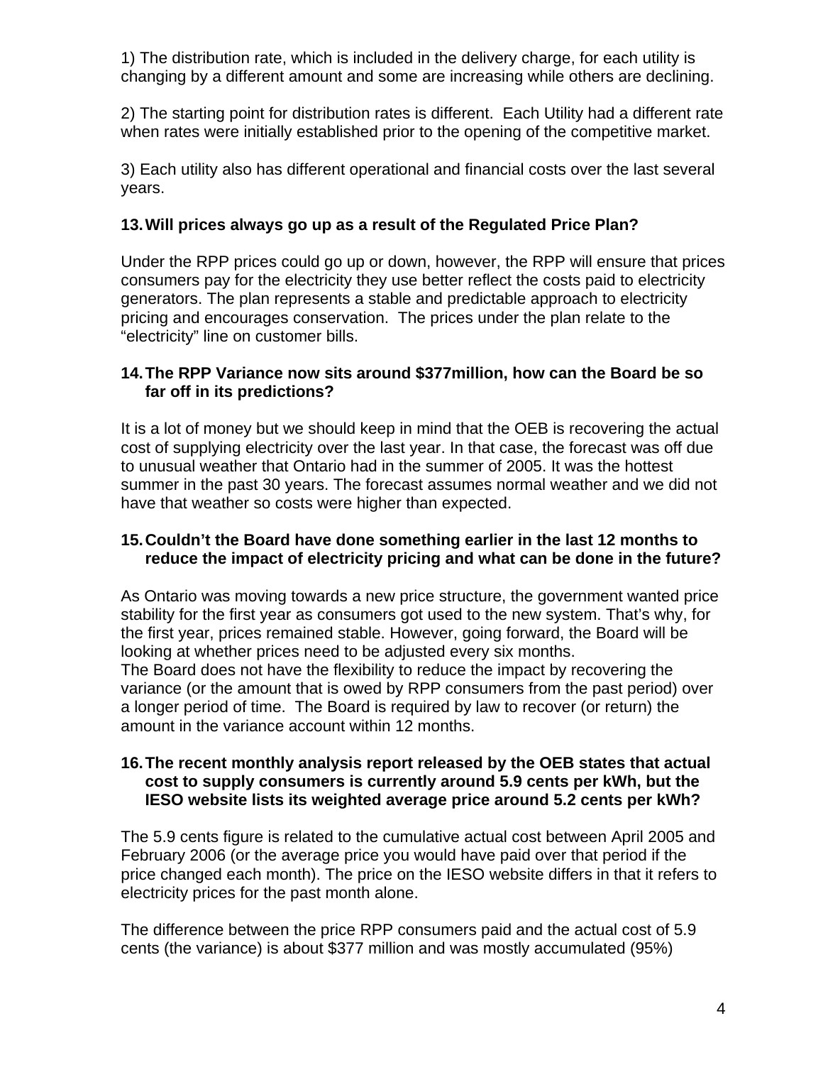1) The distribution rate, which is included in the delivery charge, for each utility is changing by a different amount and some are increasing while others are declining.

2) The starting point for distribution rates is different. Each Utility had a different rate when rates were initially established prior to the opening of the competitive market.

3) Each utility also has different operational and financial costs over the last several years.

**13. Will prices always go up as a result of the Regulated Price Plan?**

Under the RPP prices could go up or down, however, the RPP will ensure that prices consumers pay for the electricity they use better reflect the costs paid to electricity generators. The plan represents a stable and predictable approach to electricity pricing and encourages conservation. The prices under the plan relate to the "electricity" line on customer bills.

**14. The RPP Variance now sits around $377million, how can the Board be so far off in its predictions?**

It is a lot of money but we should keep in mind that the OEB is recovering the actual cost of supplying electricity over the last year. In that case, the forecast was off due to unusual weather that Ontario had in the summer of 2005. It was the hottest summer in the past 30 years. The forecast assumes normal weather and we did not have that weather so costs were higher than expected.

**15. Couldn't the Board have done something earlier in the last 12 months to reduce the impact of electricity pricing and what can be done in the future?**

As Ontario was moving towards a new price structure, the government wanted price stability for the first year as consumers got used to the new system. That's why, for the first year, prices remained stable. However, going forward, the Board will be looking at whether prices need to be adjusted every six months.
The Board does not have the flexibility to reduce the impact by recovering the variance (or the amount that is owed by RPP consumers from the past period) over a longer period of time. The Board is required by law to recover (or return) the amount in the variance account within 12 months.

**16. The recent monthly analysis report released by the OEB states that actual cost to supply consumers is currently around 5.9 cents per kWh, but the IESO website lists its weighted average price around 5.2 cents per kWh?**

The 5.9 cents figure is related to the cumulative actual cost between April 2005 and February 2006 (or the average price you would have paid over that period if the price changed each month). The price on the IESO website differs in that it refers to electricity prices for the past month alone.

The difference between the price RPP consumers paid and the actual cost of 5.9 cents (the variance) is about $377 million and was mostly accumulated (95%)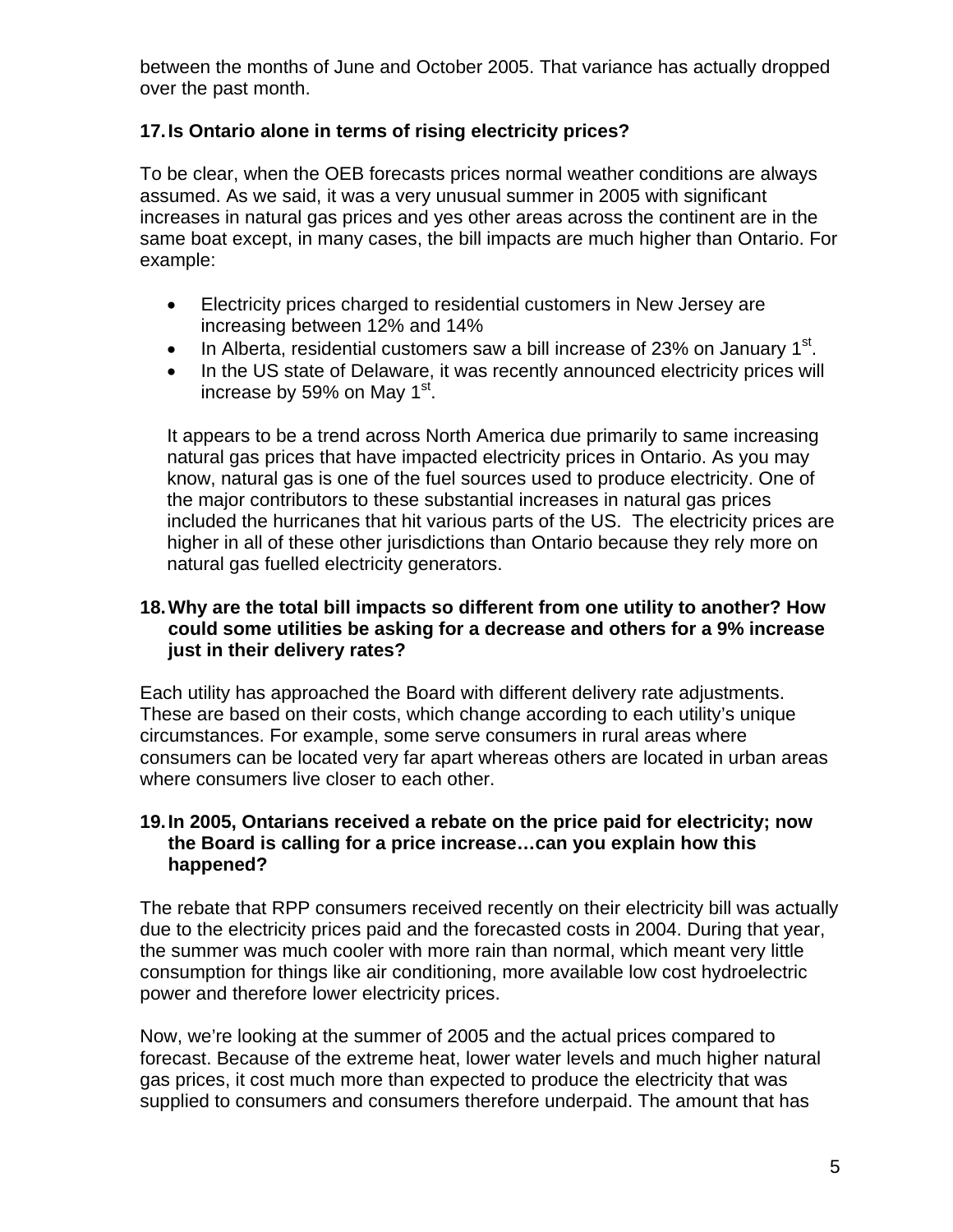between the months of June and October 2005. That variance has actually dropped over the past month.

### 17. Is Ontario alone in terms of rising electricity prices?

To be clear, when the OEB forecasts prices normal weather conditions are always assumed. As we said, it was a very unusual summer in 2005 with significant increases in natural gas prices and yes other areas across the continent are in the same boat except, in many cases, the bill impacts are much higher than Ontario. For example:

- Electricity prices charged to residential customers in New Jersey are increasing between 12% and 14%
- In Alberta, residential customers saw a bill increase of 23% on January 1st.
- In the US state of Delaware, it was recently announced electricity prices will increase by 59% on May 1st.

It appears to be a trend across North America due primarily to same increasing natural gas prices that have impacted electricity prices in Ontario. As you may know, natural gas is one of the fuel sources used to produce electricity. One of the major contributors to these substantial increases in natural gas prices included the hurricanes that hit various parts of the US. The electricity prices are higher in all of these other jurisdictions than Ontario because they rely more on natural gas fuelled electricity generators.

### 18. Why are the total bill impacts so different from one utility to another? How could some utilities be asking for a decrease and others for a 9% increase just in their delivery rates?

Each utility has approached the Board with different delivery rate adjustments. These are based on their costs, which change according to each utility's unique circumstances. For example, some serve consumers in rural areas where consumers can be located very far apart whereas others are located in urban areas where consumers live closer to each other.

### 19. In 2005, Ontarians received a rebate on the price paid for electricity; now the Board is calling for a price increase…can you explain how this happened?

The rebate that RPP consumers received recently on their electricity bill was actually due to the electricity prices paid and the forecasted costs in 2004. During that year, the summer was much cooler with more rain than normal, which meant very little consumption for things like air conditioning, more available low cost hydroelectric power and therefore lower electricity prices.

Now, we're looking at the summer of 2005 and the actual prices compared to forecast. Because of the extreme heat, lower water levels and much higher natural gas prices, it cost much more than expected to produce the electricity that was supplied to consumers and consumers therefore underpaid. The amount that has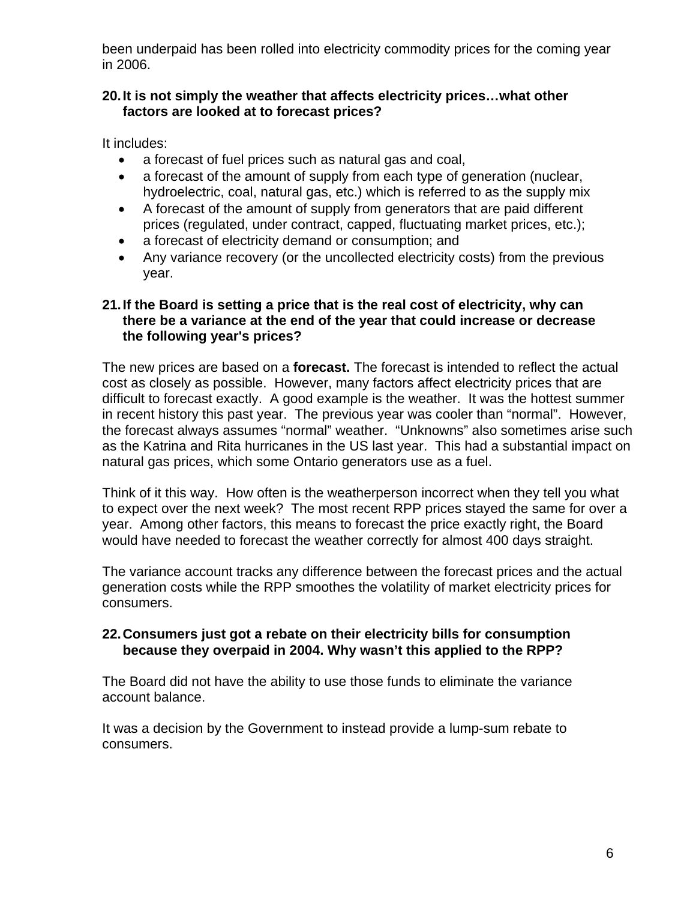been underpaid has been rolled into electricity commodity prices for the coming year in 2006.

### 20. It is not simply the weather that affects electricity prices…what other factors are looked at to forecast prices?

It includes:

- a forecast of fuel prices such as natural gas and coal,
- a forecast of the amount of supply from each type of generation (nuclear, hydroelectric, coal, natural gas, etc.) which is referred to as the supply mix
- A forecast of the amount of supply from generators that are paid different prices (regulated, under contract, capped, fluctuating market prices, etc.);
- a forecast of electricity demand or consumption; and
- Any variance recovery (or the uncollected electricity costs) from the previous year.

### 21. If the Board is setting a price that is the real cost of electricity, why can there be a variance at the end of the year that could increase or decrease the following year's prices?

The new prices are based on a **forecast.** The forecast is intended to reflect the actual cost as closely as possible. However, many factors affect electricity prices that are difficult to forecast exactly. A good example is the weather. It was the hottest summer in recent history this past year. The previous year was cooler than "normal". However, the forecast always assumes "normal" weather. "Unknowns" also sometimes arise such as the Katrina and Rita hurricanes in the US last year. This had a substantial impact on natural gas prices, which some Ontario generators use as a fuel.

Think of it this way. How often is the weatherperson incorrect when they tell you what to expect over the next week? The most recent RPP prices stayed the same for over a year. Among other factors, this means to forecast the price exactly right, the Board would have needed to forecast the weather correctly for almost 400 days straight.

The variance account tracks any difference between the forecast prices and the actual generation costs while the RPP smoothes the volatility of market electricity prices for consumers.

### 22. Consumers just got a rebate on their electricity bills for consumption because they overpaid in 2004. Why wasn't this applied to the RPP?

The Board did not have the ability to use those funds to eliminate the variance account balance.

It was a decision by the Government to instead provide a lump-sum rebate to consumers.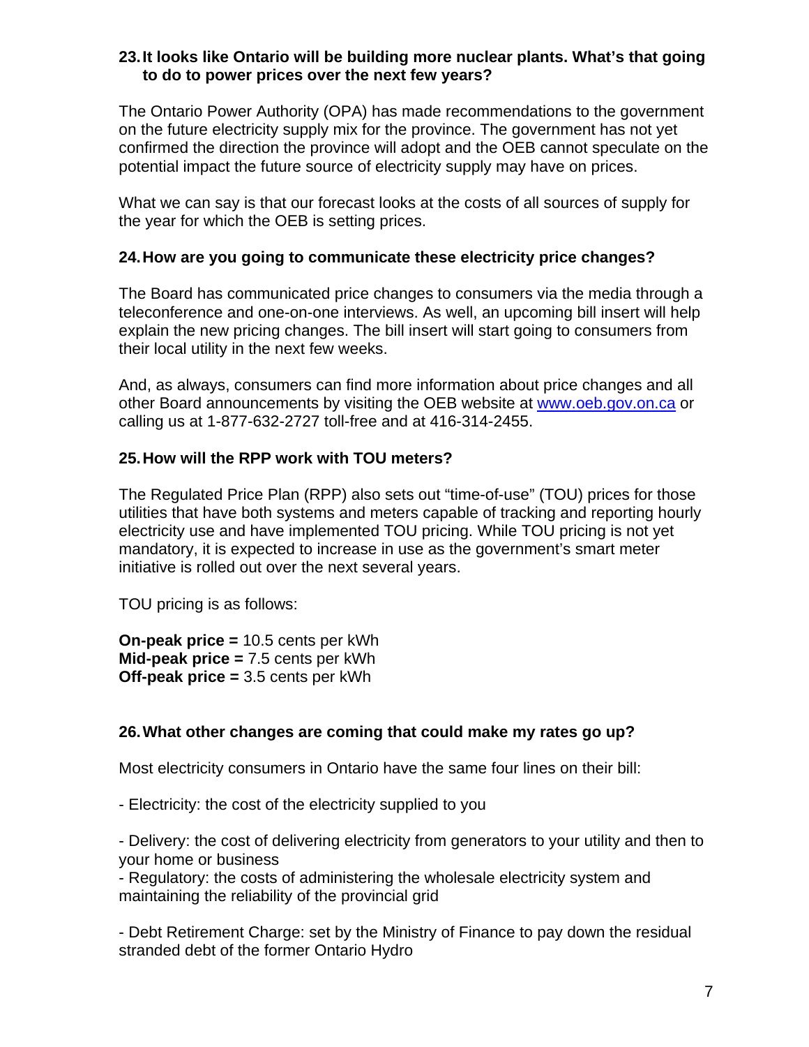### 23. It looks like Ontario will be building more nuclear plants. What's that going to do to power prices over the next few years?

The Ontario Power Authority (OPA) has made recommendations to the government on the future electricity supply mix for the province. The government has not yet confirmed the direction the province will adopt and the OEB cannot speculate on the potential impact the future source of electricity supply may have on prices.

What we can say is that our forecast looks at the costs of all sources of supply for the year for which the OEB is setting prices.

### 24. How are you going to communicate these electricity price changes?

The Board has communicated price changes to consumers via the media through a teleconference and one-on-one interviews. As well, an upcoming bill insert will help explain the new pricing changes. The bill insert will start going to consumers from their local utility in the next few weeks.

And, as always, consumers can find more information about price changes and all other Board announcements by visiting the OEB website at [www.oeb.gov.on.ca](http://www.oeb.gov.on.ca) or calling us at 1-877-632-2727 toll-free and at 416-314-2455.

### 25. How will the RPP work with TOU meters?

The Regulated Price Plan (RPP) also sets out "time-of-use" (TOU) prices for those utilities that have both systems and meters capable of tracking and reporting hourly electricity use and have implemented TOU pricing. While TOU pricing is not yet mandatory, it is expected to increase in use as the government's smart meter initiative is rolled out over the next several years.

TOU pricing is as follows:

**On-peak price =** 10.5 cents per kWh
**Mid-peak price =** 7.5 cents per kWh
**Off-peak price =** 3.5 cents per kWh

### 26. What other changes are coming that could make my rates go up?

Most electricity consumers in Ontario have the same four lines on their bill:

- Electricity: the cost of the electricity supplied to you

- Delivery: the cost of delivering electricity from generators to your utility and then to your home or business
- Regulatory: the costs of administering the wholesale electricity system and maintaining the reliability of the provincial grid

- Debt Retirement Charge: set by the Ministry of Finance to pay down the residual stranded debt of the former Ontario Hydro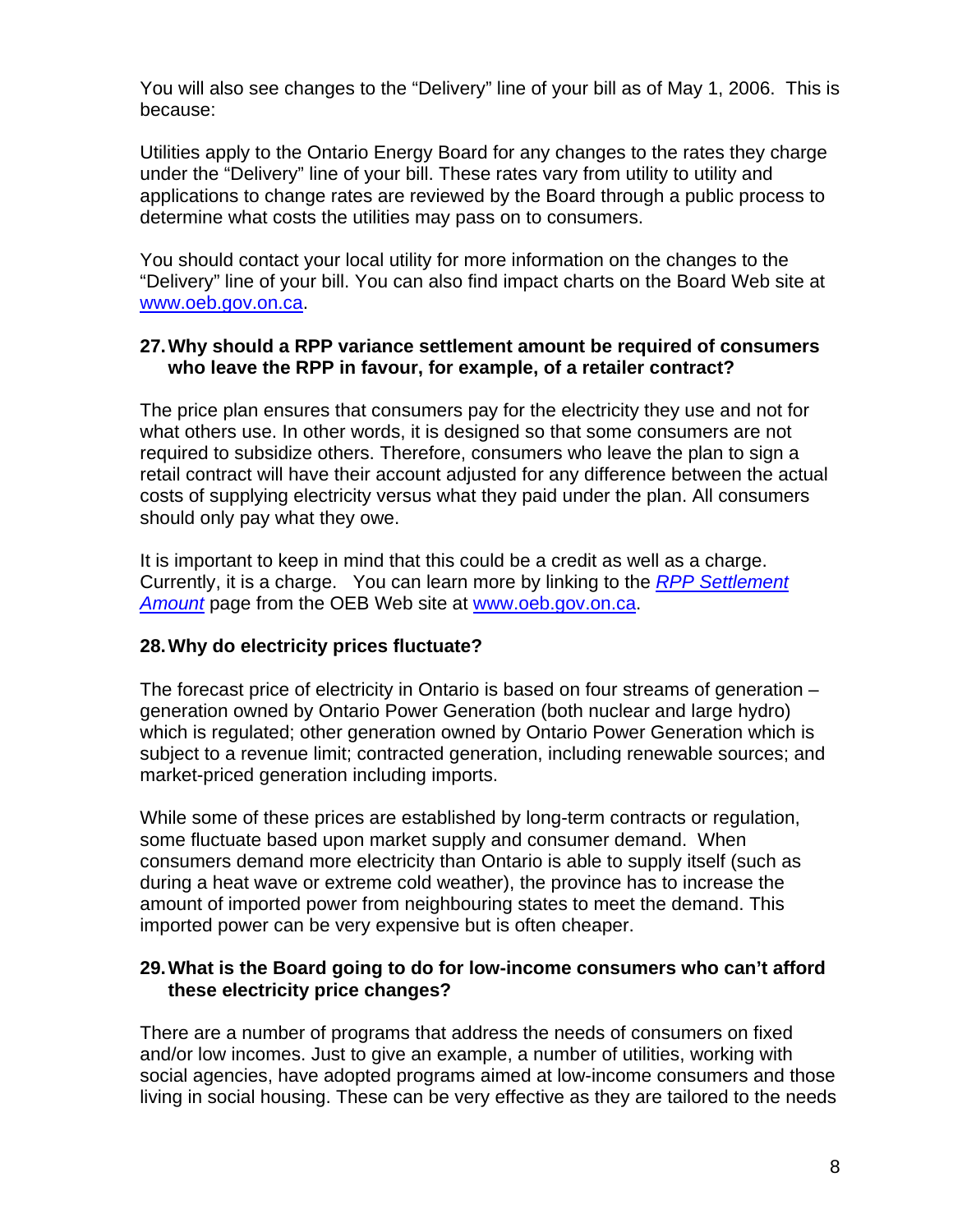You will also see changes to the "Delivery" line of your bill as of May 1, 2006. This is because:

Utilities apply to the Ontario Energy Board for any changes to the rates they charge under the "Delivery" line of your bill. These rates vary from utility to utility and applications to change rates are reviewed by the Board through a public process to determine what costs the utilities may pass on to consumers.

You should contact your local utility for more information on the changes to the "Delivery" line of your bill. You can also find impact charts on the Board Web site at www.oeb.gov.on.ca.

**27. Why should a RPP variance settlement amount be required of consumers who leave the RPP in favour, for example, of a retailer contract?**

The price plan ensures that consumers pay for the electricity they use and not for what others use. In other words, it is designed so that some consumers are not required to subsidize others. Therefore, consumers who leave the plan to sign a retail contract will have their account adjusted for any difference between the actual costs of supplying electricity versus what they paid under the plan. All consumers should only pay what they owe.

It is important to keep in mind that this could be a credit as well as a charge. Currently, it is a charge. You can learn more by linking to the *RPP Settlement Amount* page from the OEB Web site at www.oeb.gov.on.ca.

**28. Why do electricity prices fluctuate?**

The forecast price of electricity in Ontario is based on four streams of generation – generation owned by Ontario Power Generation (both nuclear and large hydro) which is regulated; other generation owned by Ontario Power Generation which is subject to a revenue limit; contracted generation, including renewable sources; and market-priced generation including imports.

While some of these prices are established by long-term contracts or regulation, some fluctuate based upon market supply and consumer demand. When consumers demand more electricity than Ontario is able to supply itself (such as during a heat wave or extreme cold weather), the province has to increase the amount of imported power from neighbouring states to meet the demand. This imported power can be very expensive but is often cheaper.

**29. What is the Board going to do for low-income consumers who can't afford these electricity price changes?**

There are a number of programs that address the needs of consumers on fixed and/or low incomes. Just to give an example, a number of utilities, working with social agencies, have adopted programs aimed at low-income consumers and those living in social housing. These can be very effective as they are tailored to the needs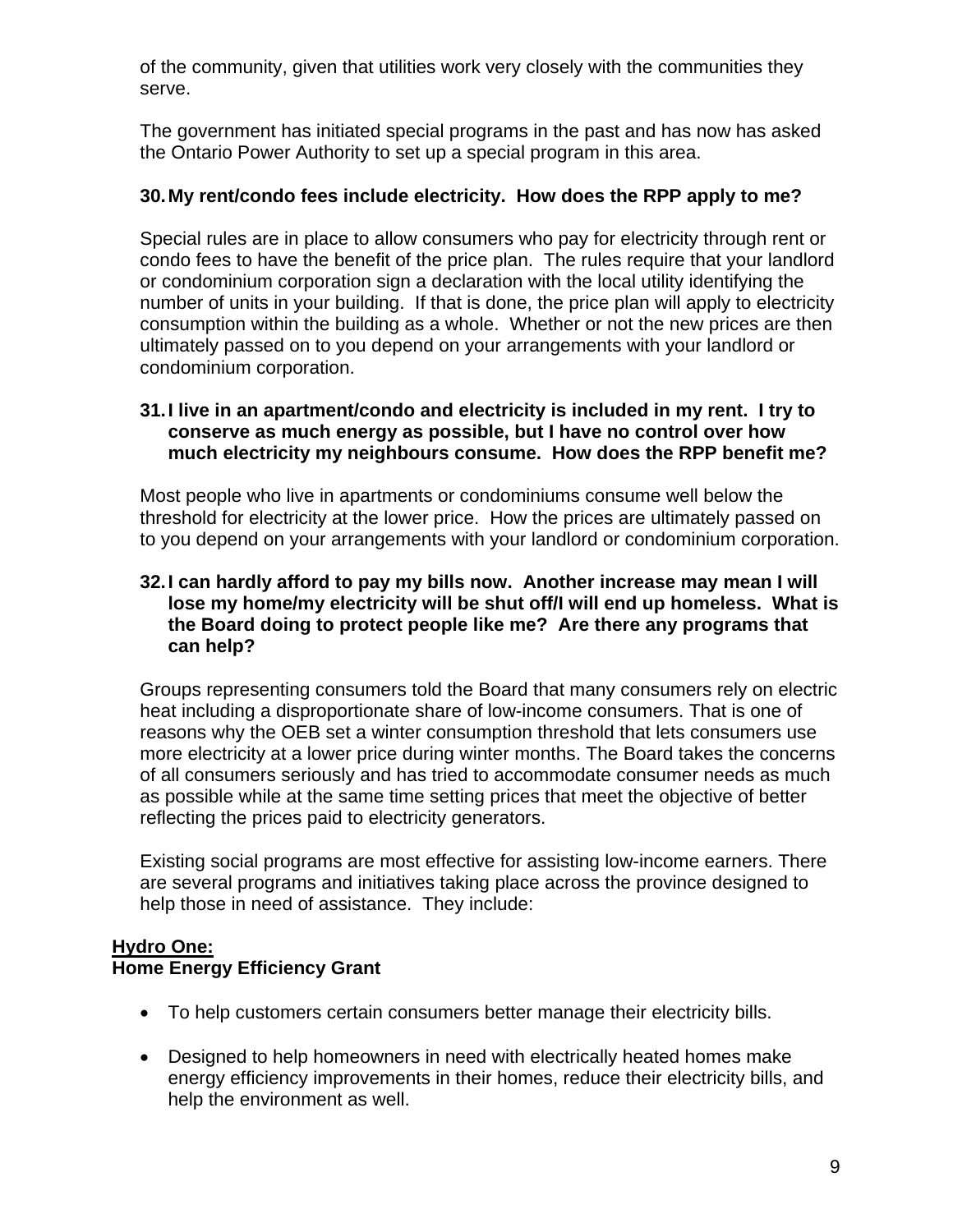of the community, given that utilities work very closely with the communities they serve.

The government has initiated special programs in the past and has now has asked the Ontario Power Authority to set up a special program in this area.

### 30. My rent/condo fees include electricity. How does the RPP apply to me?

Special rules are in place to allow consumers who pay for electricity through rent or condo fees to have the benefit of the price plan. The rules require that your landlord or condominium corporation sign a declaration with the local utility identifying the number of units in your building. If that is done, the price plan will apply to electricity consumption within the building as a whole. Whether or not the new prices are then ultimately passed on to you depend on your arrangements with your landlord or condominium corporation.

### 31. I live in an apartment/condo and electricity is included in my rent. I try to conserve as much energy as possible, but I have no control over how much electricity my neighbours consume. How does the RPP benefit me?

Most people who live in apartments or condominiums consume well below the threshold for electricity at the lower price. How the prices are ultimately passed on to you depend on your arrangements with your landlord or condominium corporation.

### 32. I can hardly afford to pay my bills now. Another increase may mean I will lose my home/my electricity will be shut off/I will end up homeless. What is the Board doing to protect people like me? Are there any programs that can help?

Groups representing consumers told the Board that many consumers rely on electric heat including a disproportionate share of low-income consumers. That is one of reasons why the OEB set a winter consumption threshold that lets consumers use more electricity at a lower price during winter months. The Board takes the concerns of all consumers seriously and has tried to accommodate consumer needs as much as possible while at the same time setting prices that meet the objective of better reflecting the prices paid to electricity generators.

Existing social programs are most effective for assisting low-income earners. There are several programs and initiatives taking place across the province designed to help those in need of assistance. They include:

**<u>Hydro One:</u>**
**Home Energy Efficiency Grant**

- To help customers certain consumers better manage their electricity bills.
- Designed to help homeowners in need with electrically heated homes make energy efficiency improvements in their homes, reduce their electricity bills, and help the environment as well.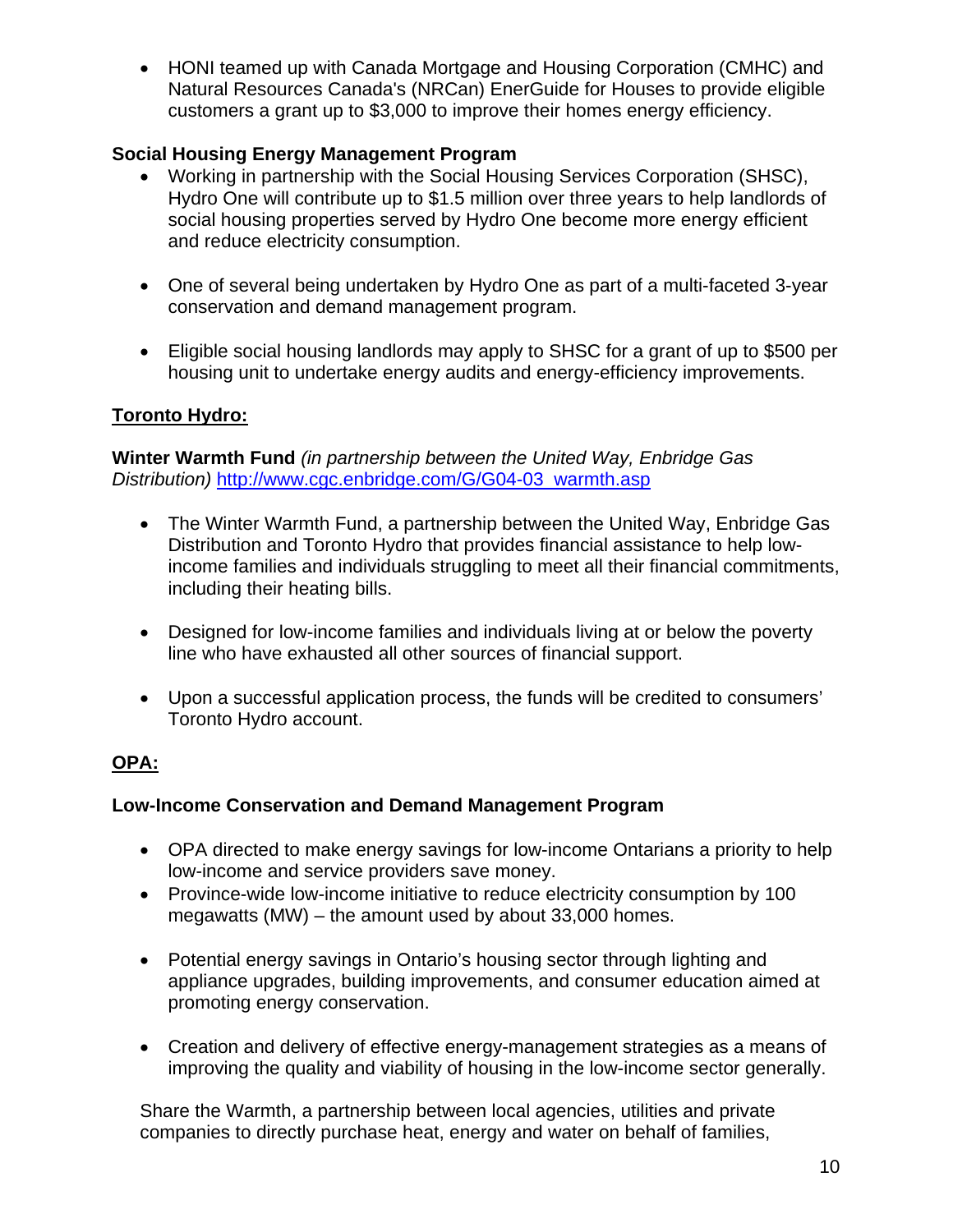- HONI teamed up with Canada Mortgage and Housing Corporation (CMHC) and Natural Resources Canada's (NRCan) EnerGuide for Houses to provide eligible customers a grant up to $3,000 to improve their homes energy efficiency.

**Social Housing Energy Management Program**

- Working in partnership with the Social Housing Services Corporation (SHSC), Hydro One will contribute up to $1.5 million over three years to help landlords of social housing properties served by Hydro One become more energy efficient and reduce electricity consumption.

- One of several being undertaken by Hydro One as part of a multi-faceted 3-year conservation and demand management program.

- Eligible social housing landlords may apply to SHSC for a grant of up to $500 per housing unit to undertake energy audits and energy-efficiency improvements.

**<u>Toronto Hydro:</u>**

**Winter Warmth Fund** *(in partnership between the United Way, Enbridge Gas Distribution)* http://www.cgc.enbridge.com/G/G04-03_warmth.asp

- The Winter Warmth Fund, a partnership between the United Way, Enbridge Gas Distribution and Toronto Hydro that provides financial assistance to help low-income families and individuals struggling to meet all their financial commitments, including their heating bills.

- Designed for low-income families and individuals living at or below the poverty line who have exhausted all other sources of financial support.

- Upon a successful application process, the funds will be credited to consumers' Toronto Hydro account.

**<u>OPA:</u>**

**Low-Income Conservation and Demand Management Program**

- OPA directed to make energy savings for low-income Ontarians a priority to help low-income and service providers save money.
- Province-wide low-income initiative to reduce electricity consumption by 100 megawatts (MW) – the amount used by about 33,000 homes.

- Potential energy savings in Ontario's housing sector through lighting and appliance upgrades, building improvements, and consumer education aimed at promoting energy conservation.

- Creation and delivery of effective energy-management strategies as a means of improving the quality and viability of housing in the low-income sector generally.

Share the Warmth, a partnership between local agencies, utilities and private companies to directly purchase heat, energy and water on behalf of families,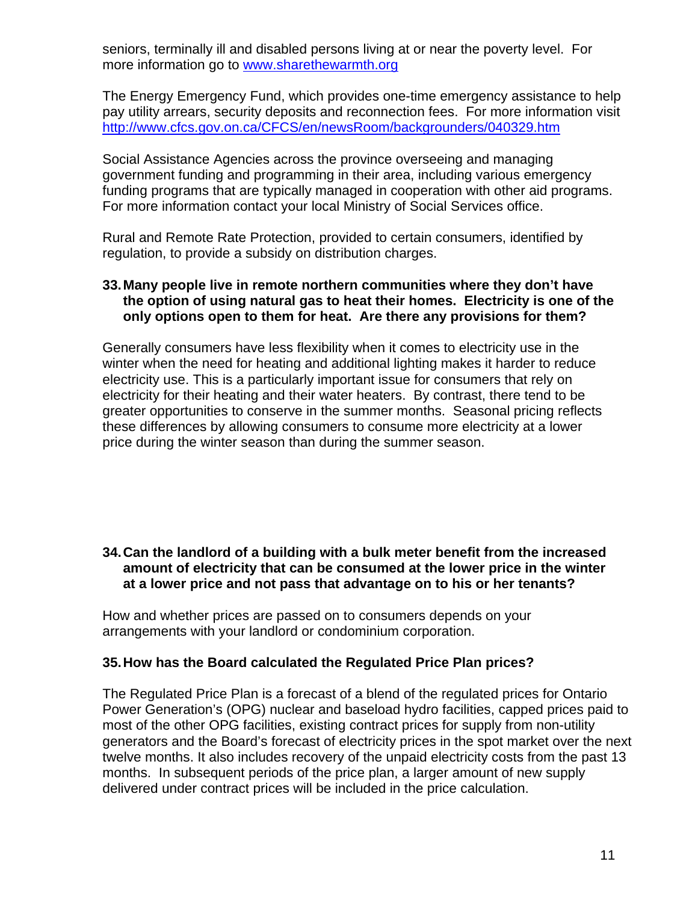seniors, terminally ill and disabled persons living at or near the poverty level. For more information go to [www.sharethewarmth.org](http://www.sharethewarmth.org)

The Energy Emergency Fund, which provides one-time emergency assistance to help pay utility arrears, security deposits and reconnection fees. For more information visit [http://www.cfcs.gov.on.ca/CFCS/en/newsRoom/backgrounders/040329.htm](http://www.cfcs.gov.on.ca/CFCS/en/newsRoom/backgrounders/040329.htm)

Social Assistance Agencies across the province overseeing and managing government funding and programming in their area, including various emergency funding programs that are typically managed in cooperation with other aid programs. For more information contact your local Ministry of Social Services office.

Rural and Remote Rate Protection, provided to certain consumers, identified by regulation, to provide a subsidy on distribution charges.

**33. Many people live in remote northern communities where they don't have the option of using natural gas to heat their homes. Electricity is one of the only options open to them for heat. Are there any provisions for them?**

Generally consumers have less flexibility when it comes to electricity use in the winter when the need for heating and additional lighting makes it harder to reduce electricity use. This is a particularly important issue for consumers that rely on electricity for their heating and their water heaters. By contrast, there tend to be greater opportunities to conserve in the summer months. Seasonal pricing reflects these differences by allowing consumers to consume more electricity at a lower price during the winter season than during the summer season.

**34. Can the landlord of a building with a bulk meter benefit from the increased amount of electricity that can be consumed at the lower price in the winter at a lower price and not pass that advantage on to his or her tenants?**

How and whether prices are passed on to consumers depends on your arrangements with your landlord or condominium corporation.

**35. How has the Board calculated the Regulated Price Plan prices?**

The Regulated Price Plan is a forecast of a blend of the regulated prices for Ontario Power Generation's (OPG) nuclear and baseload hydro facilities, capped prices paid to most of the other OPG facilities, existing contract prices for supply from non-utility generators and the Board's forecast of electricity prices in the spot market over the next twelve months. It also includes recovery of the unpaid electricity costs from the past 13 months. In subsequent periods of the price plan, a larger amount of new supply delivered under contract prices will be included in the price calculation.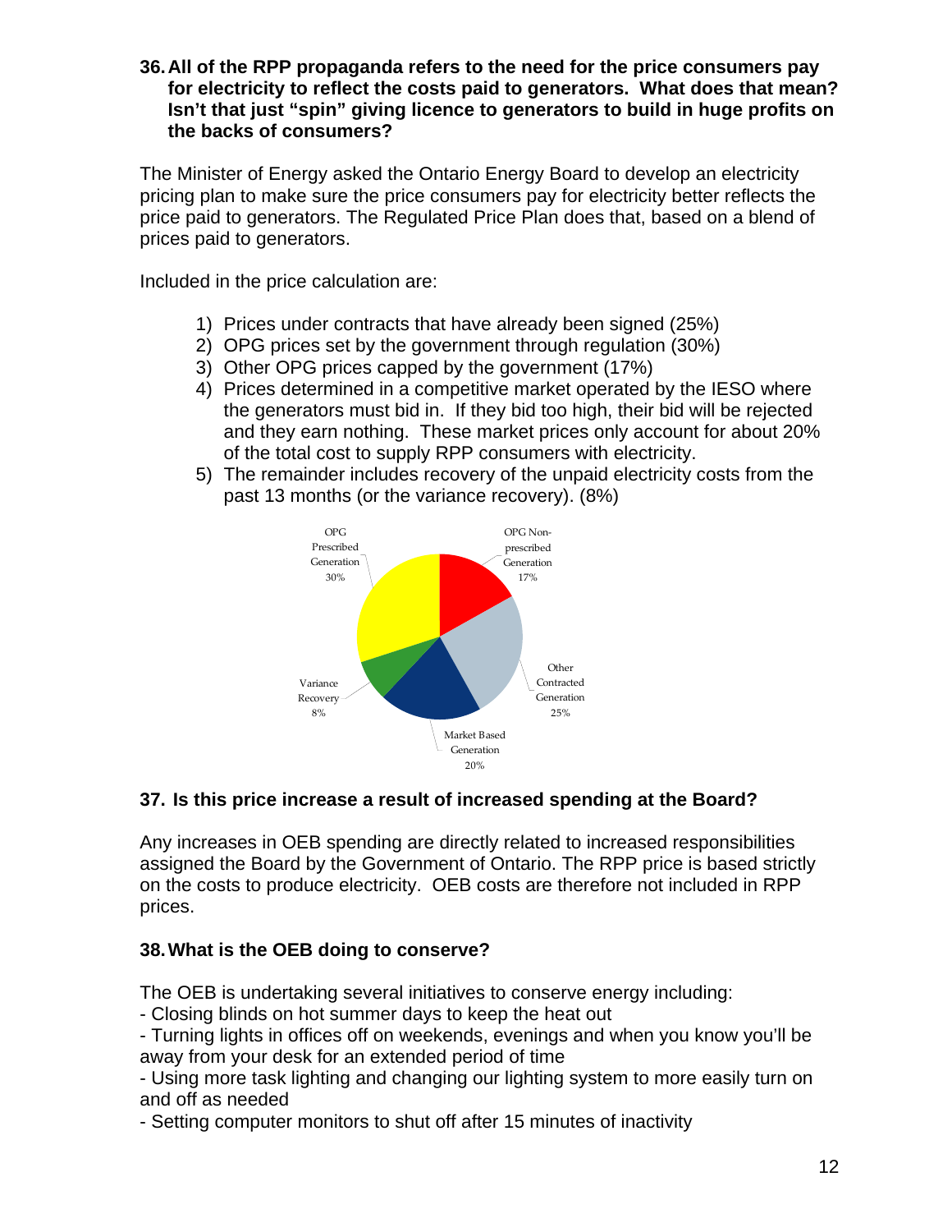### 36. All of the RPP propaganda refers to the need for the price consumers pay for electricity to reflect the costs paid to generators. What does that mean? Isn't that just "spin" giving licence to generators to build in huge profits on the backs of consumers?

The Minister of Energy asked the Ontario Energy Board to develop an electricity pricing plan to make sure the price consumers pay for electricity better reflects the price paid to generators. The Regulated Price Plan does that, based on a blend of prices paid to generators.

Included in the price calculation are:

1) Prices under contracts that have already been signed (25%)
2) OPG prices set by the government through regulation (30%)
3) Other OPG prices capped by the government (17%)
4) Prices determined in a competitive market operated by the IESO where the generators must bid in. If they bid too high, their bid will be rejected and they earn nothing. These market prices only account for about 20% of the total cost to supply RPP consumers with electricity.
5) The remainder includes recovery of the unpaid electricity costs from the past 13 months (or the variance recovery). (8%)

OPG Prescribed Generation 30%
OPG Non-prescribed Generation 17%
Other Contracted Generation 25%
Market Based Generation 20%
Variance Recovery 8%

### 37. Is this price increase a result of increased spending at the Board?

Any increases in OEB spending are directly related to increased responsibilities assigned the Board by the Government of Ontario. The RPP price is based strictly on the costs to produce electricity. OEB costs are therefore not included in RPP prices.

### 38. What is the OEB doing to conserve?

The OEB is undertaking several initiatives to conserve energy including:

- Closing blinds on hot summer days to keep the heat out
- Turning lights in offices off on weekends, evenings and when you know you'll be away from your desk for an extended period of time
- Using more task lighting and changing our lighting system to more easily turn on and off as needed
- Setting computer monitors to shut off after 15 minutes of inactivity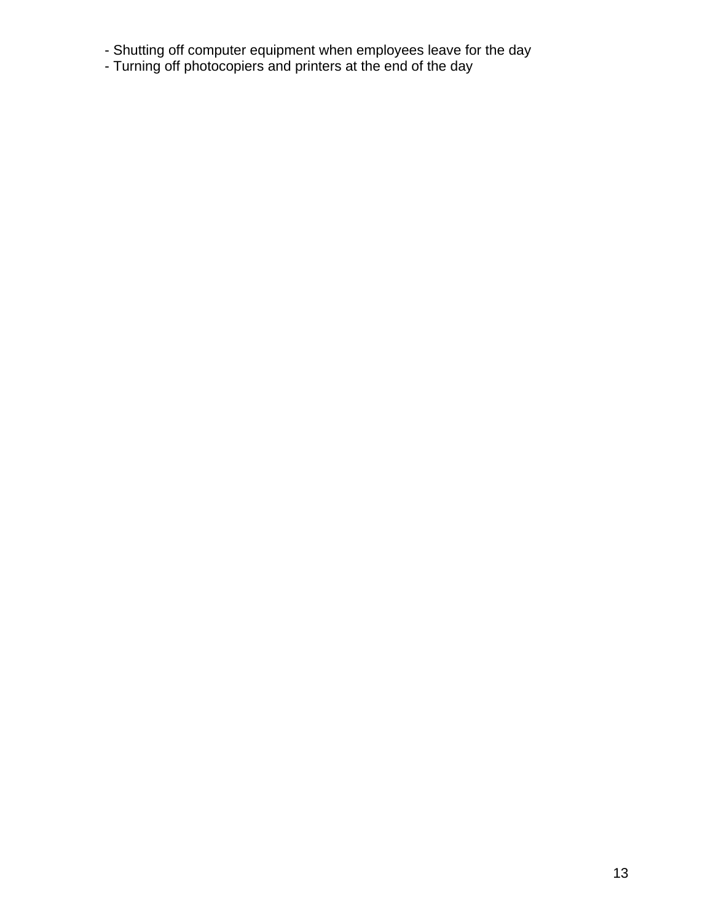- Shutting off computer equipment when employees leave for the day
- Turning off photocopiers and printers at the end of the day